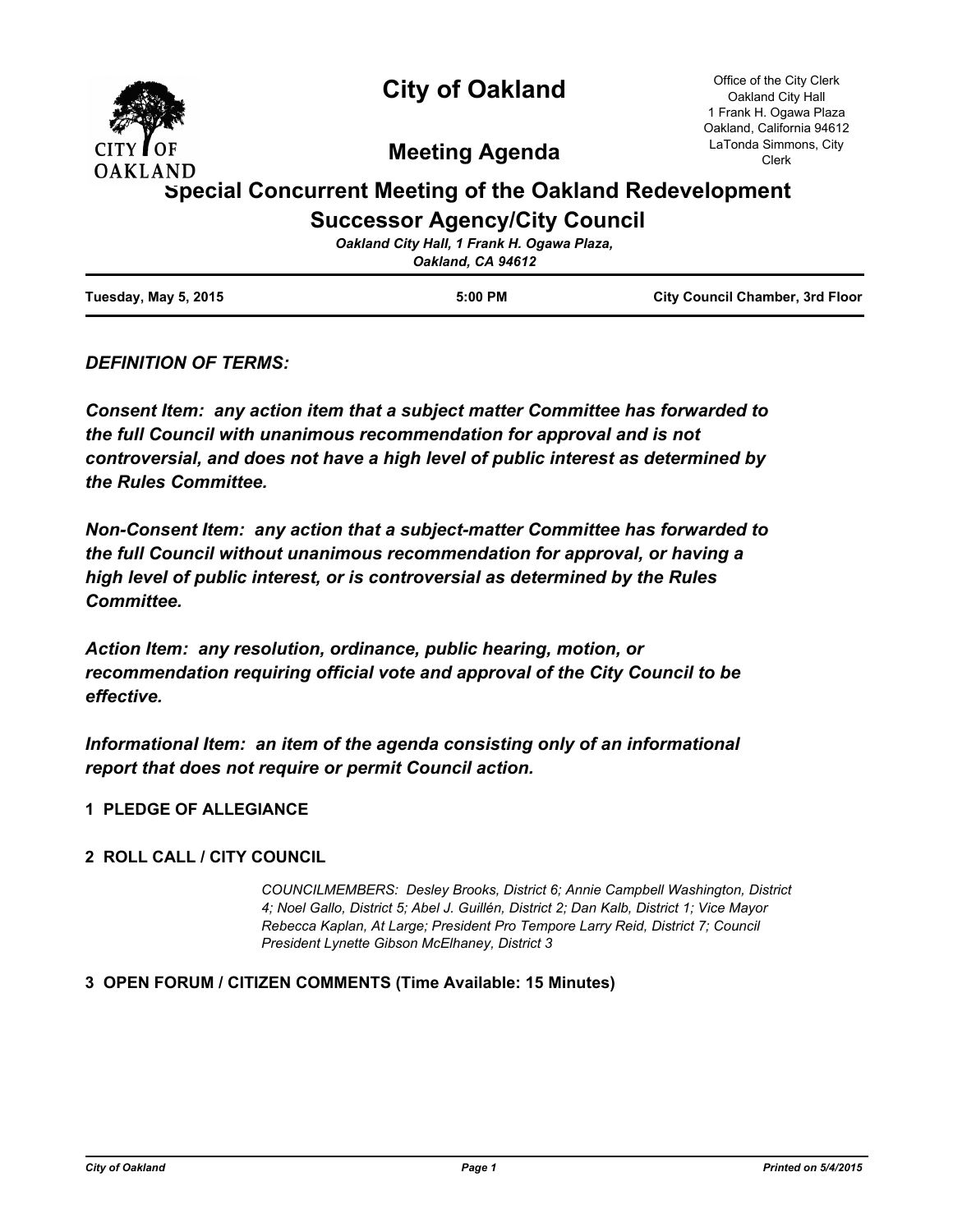# City of Oakland

## Meeting Agenda

Office of the City Clerk
Oakland City Hall
1 Frank H. Ogawa Plaza
Oakland, California 94612
LaTonda Simmons, City Clerk

## Special Concurrent Meeting of the Oakland Redevelopment Successor Agency/City Council

*Oakland City Hall, 1 Frank H. Ogawa Plaza, Oakland, CA 94612*

**Tuesday, May 5, 2015** | **5:00 PM** | **City Council Chamber, 3rd Floor**

***DEFINITION OF TERMS:***

***Consent Item: any action item that a subject matter Committee has forwarded to the full Council with unanimous recommendation for approval and is not controversial, and does not have a high level of public interest as determined by the Rules Committee.***

***Non-Consent Item: any action that a subject-matter Committee has forwarded to the full Council without unanimous recommendation for approval, or having a high level of public interest, or is controversial as determined by the Rules Committee.***

***Action Item: any resolution, ordinance, public hearing, motion, or recommendation requiring official vote and approval of the City Council to be effective.***

***Informational Item: an item of the agenda consisting only of an informational report that does not require or permit Council action.***

**1 PLEDGE OF ALLEGIANCE**

**2 ROLL CALL / CITY COUNCIL**

*COUNCILMEMBERS: Desley Brooks, District 6; Annie Campbell Washington, District 4; Noel Gallo, District 5; Abel J. Guillén, District 2; Dan Kalb, District 1; Vice Mayor Rebecca Kaplan, At Large; President Pro Tempore Larry Reid, District 7; Council President Lynette Gibson McElhaney, District 3*

**3 OPEN FORUM / CITIZEN COMMENTS (Time Available: 15 Minutes)**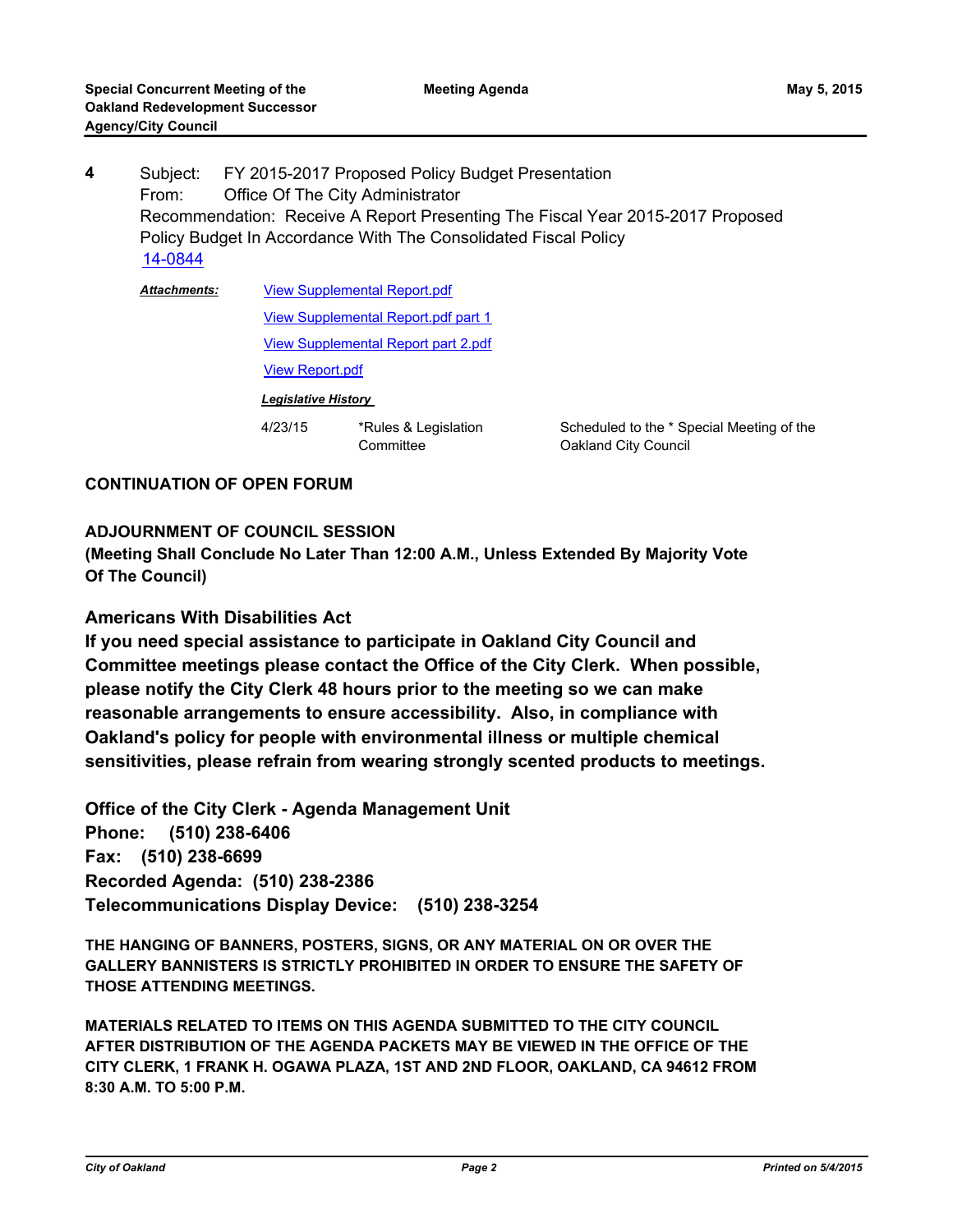**4** Subject: FY 2015-2017 Proposed Policy Budget Presentation
From: Office Of The City Administrator
Recommendation: Receive A Report Presenting The Fiscal Year 2015-2017 Proposed Policy Budget In Accordance With The Consolidated Fiscal Policy
14-0844

***Attachments:*** View Supplemental Report.pdf
View Supplemental Report.pdf part 1
View Supplemental Report part 2.pdf
View Report.pdf

***Legislative History***

| | | |
|---|---|---|
| 4/23/15 | *Rules & Legislation Committee | Scheduled to the * Special Meeting of the Oakland City Council |

**CONTINUATION OF OPEN FORUM**

**ADJOURNMENT OF COUNCIL SESSION**
**(Meeting Shall Conclude No Later Than 12:00 A.M., Unless Extended By Majority Vote Of The Council)**

**Americans With Disabilities Act**
**If you need special assistance to participate in Oakland City Council and Committee meetings please contact the Office of the City Clerk. When possible, please notify the City Clerk 48 hours prior to the meeting so we can make reasonable arrangements to ensure accessibility. Also, in compliance with Oakland's policy for people with environmental illness or multiple chemical sensitivities, please refrain from wearing strongly scented products to meetings.**

**Office of the City Clerk - Agenda Management Unit**
**Phone: (510) 238-6406**
**Fax: (510) 238-6699**
**Recorded Agenda: (510) 238-2386**
**Telecommunications Display Device: (510) 238-3254**

**THE HANGING OF BANNERS, POSTERS, SIGNS, OR ANY MATERIAL ON OR OVER THE GALLERY BANNISTERS IS STRICTLY PROHIBITED IN ORDER TO ENSURE THE SAFETY OF THOSE ATTENDING MEETINGS.**

**MATERIALS RELATED TO ITEMS ON THIS AGENDA SUBMITTED TO THE CITY COUNCIL AFTER DISTRIBUTION OF THE AGENDA PACKETS MAY BE VIEWED IN THE OFFICE OF THE CITY CLERK, 1 FRANK H. OGAWA PLAZA, 1ST AND 2ND FLOOR, OAKLAND, CA 94612 FROM 8:30 A.M. TO 5:00 P.M.**